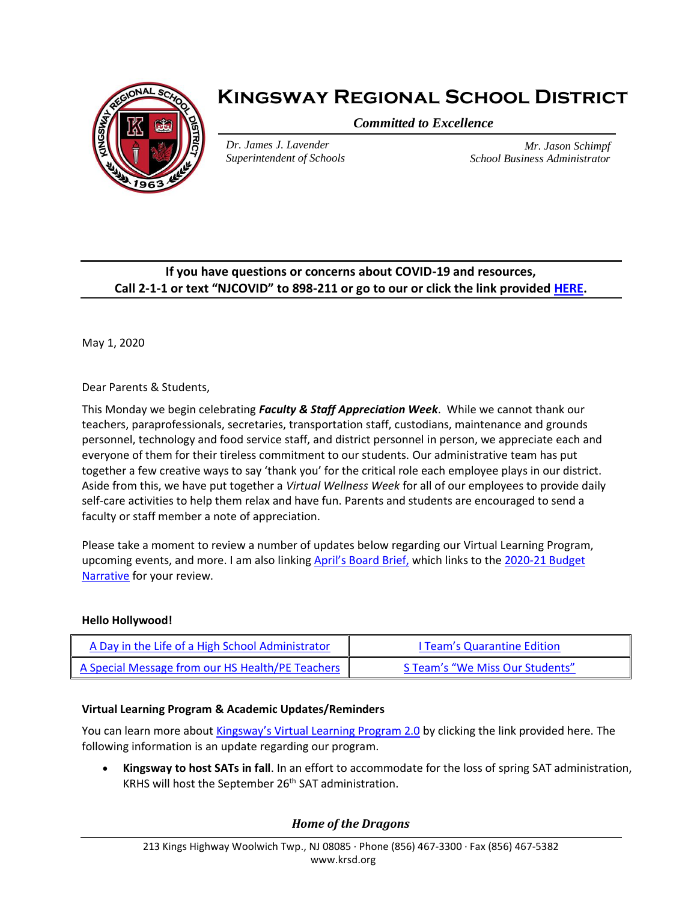# Kingsway Regional School District

*Committed to Excellence*

*Dr. James J. Lavender*
*Superintendent of Schools*

*Mr. Jason Schimpf*
*School Business Administrator*

**If you have questions or concerns about COVID-19 and resources, Call 2-1-1 or text "NJCOVID" to 898-211 or go to our or click the link provided HERE.**

May 1, 2020

Dear Parents & Students,

This Monday we begin celebrating ***Faculty & Staff Appreciation Week***. While we cannot thank our teachers, paraprofessionals, secretaries, transportation staff, custodians, maintenance and grounds personnel, technology and food service staff, and district personnel in person, we appreciate each and everyone of them for their tireless commitment to our students. Our administrative team has put together a few creative ways to say 'thank you' for the critical role each employee plays in our district. Aside from this, we have put together a *Virtual Wellness Week* for all of our employees to provide daily self-care activities to help them relax and have fun. Parents and students are encouraged to send a faculty or staff member a note of appreciation.

Please take a moment to review a number of updates below regarding our Virtual Learning Program, upcoming events, and more. I am also linking April's Board Brief, which links to the 2020-21 Budget Narrative for your review.

**Hello Hollywood!**

| A Day in the Life of a High School Administrator | I Team's Quarantine Edition |
|---|---|
| A Special Message from our HS Health/PE Teachers | S Team's "We Miss Our Students" |

**Virtual Learning Program & Academic Updates/Reminders**

You can learn more about Kingsway's Virtual Learning Program 2.0 by clicking the link provided here. The following information is an update regarding our program.

- **Kingsway to host SATs in fall**. In an effort to accommodate for the loss of spring SAT administration, KRHS will host the September 26th SAT administration.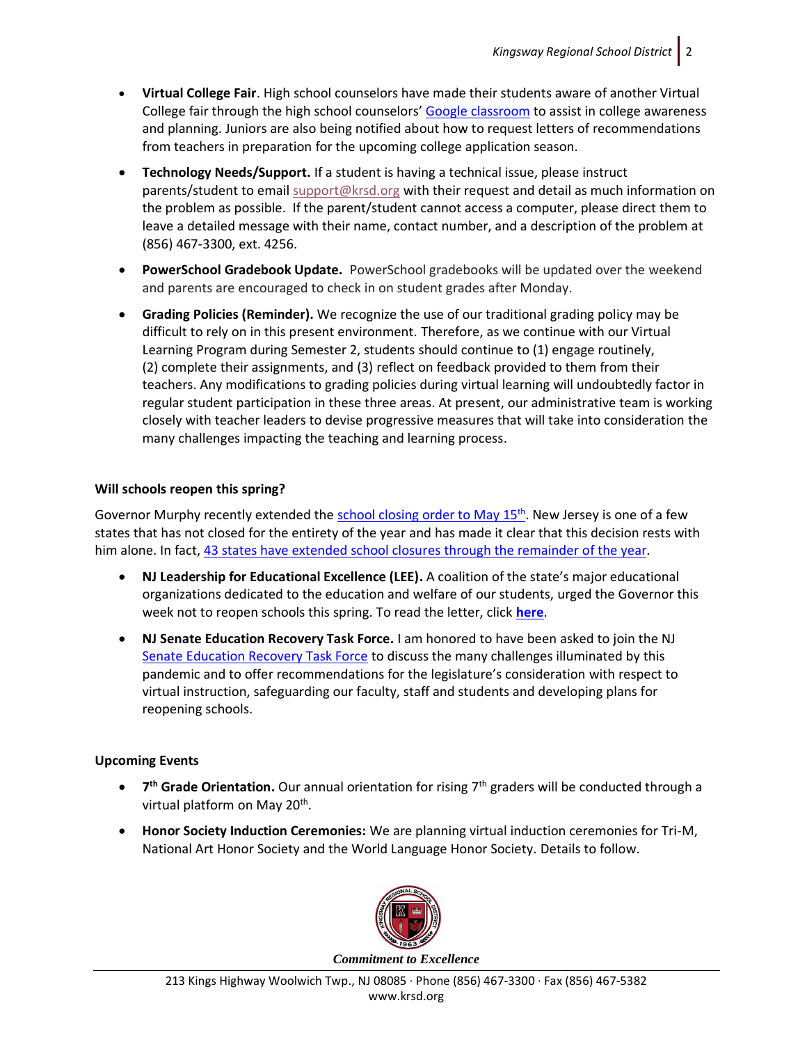- **Virtual College Fair**. High school counselors have made their students aware of another Virtual College fair through the high school counselors' Google classroom to assist in college awareness and planning. Juniors are also being notified about how to request letters of recommendations from teachers in preparation for the upcoming college application season.
- **Technology Needs/Support.** If a student is having a technical issue, please instruct parents/student to email support@krsd.org with their request and detail as much information on the problem as possible. If the parent/student cannot access a computer, please direct them to leave a detailed message with their name, contact number, and a description of the problem at (856) 467-3300, ext. 4256.
- **PowerSchool Gradebook Update.** PowerSchool gradebooks will be updated over the weekend and parents are encouraged to check in on student grades after Monday.
- **Grading Policies (Reminder).** We recognize the use of our traditional grading policy may be difficult to rely on in this present environment. Therefore, as we continue with our Virtual Learning Program during Semester 2, students should continue to (1) engage routinely, (2) complete their assignments, and (3) reflect on feedback provided to them from their teachers. Any modifications to grading policies during virtual learning will undoubtedly factor in regular student participation in these three areas. At present, our administrative team is working closely with teacher leaders to devise progressive measures that will take into consideration the many challenges impacting the teaching and learning process.

**Will schools reopen this spring?**

Governor Murphy recently extended the school closing order to May 15th. New Jersey is one of a few states that has not closed for the entirety of the year and has made it clear that this decision rests with him alone. In fact, 43 states have extended school closures through the remainder of the year.

- **NJ Leadership for Educational Excellence (LEE).** A coalition of the state's major educational organizations dedicated to the education and welfare of our students, urged the Governor this week not to reopen schools this spring. To read the letter, click **here**.
- **NJ Senate Education Recovery Task Force.** I am honored to have been asked to join the NJ Senate Education Recovery Task Force to discuss the many challenges illuminated by this pandemic and to offer recommendations for the legislature's consideration with respect to virtual instruction, safeguarding our faculty, staff and students and developing plans for reopening schools.

**Upcoming Events**

- **7th Grade Orientation.** Our annual orientation for rising 7th graders will be conducted through a virtual platform on May 20th.
- **Honor Society Induction Ceremonies:** We are planning virtual induction ceremonies for Tri-M, National Art Honor Society and the World Language Honor Society. Details to follow.

*Commitment to Excellence*

213 Kings Highway Woolwich Twp., NJ 08085 · Phone (856) 467-3300 · Fax (856) 467-5382
www.krsd.org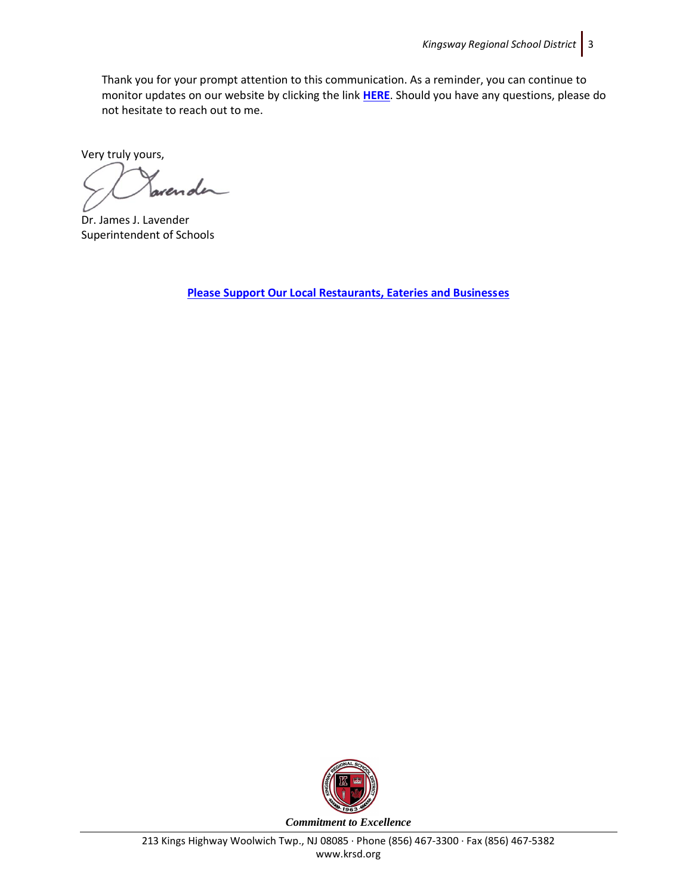Thank you for your prompt attention to this communication. As a reminder, you can continue to monitor updates on our website by clicking the link **HERE**. Should you have any questions, please do not hesitate to reach out to me.

Very truly yours,

Dr. James J. Lavender
Superintendent of Schools

**Please Support Our Local Restaurants, Eateries and Businesses**

***Commitment to Excellence***

213 Kings Highway Woolwich Twp., NJ 08085 · Phone (856) 467-3300 · Fax (856) 467-5382
www.krsd.org